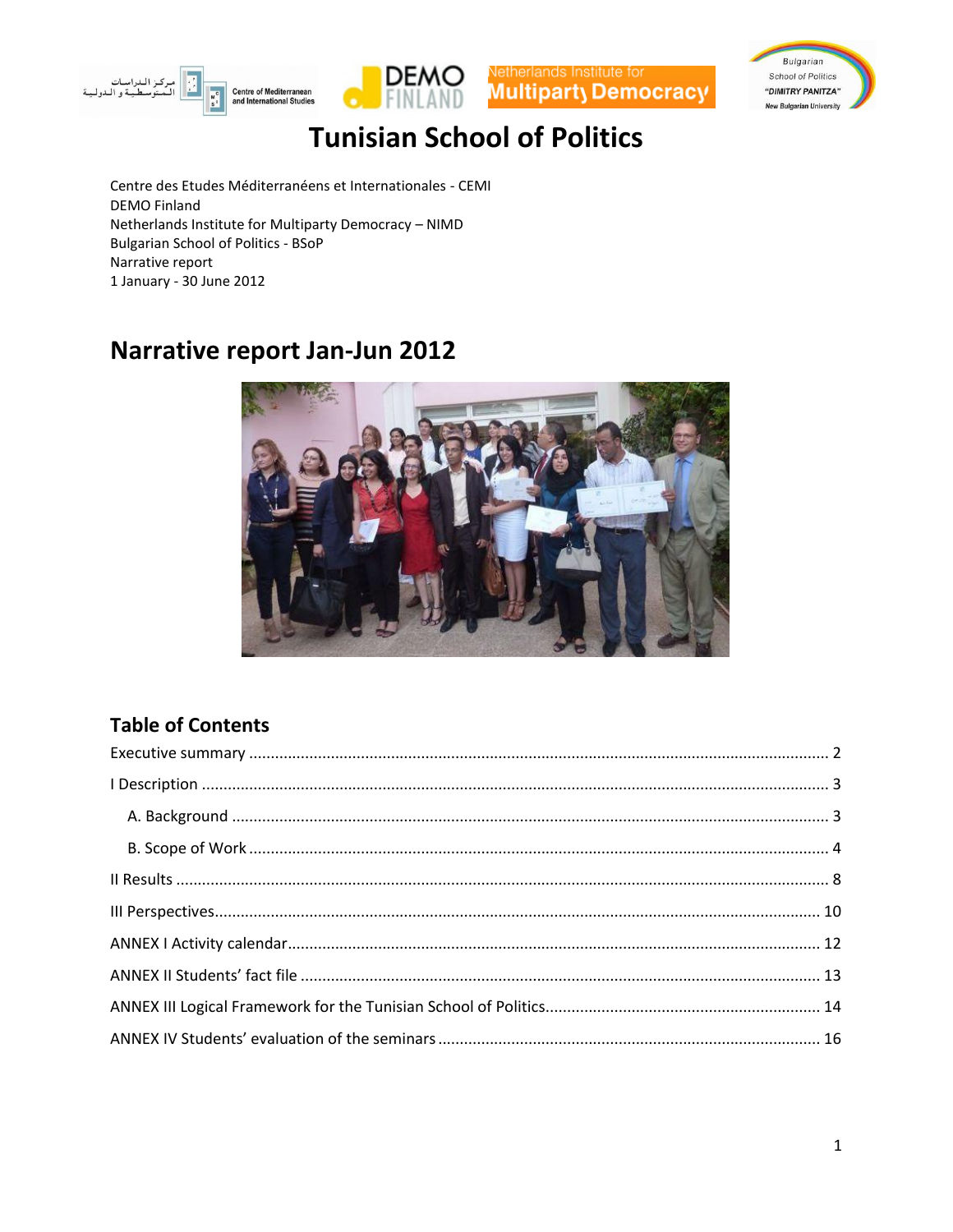# Tunisian School of Politics

Centre des Etudes Méditerranéens et Internationales - CEMI
DEMO Finland
Netherlands Institute for Multiparty Democracy – NIMD
Bulgarian School of Politics - BSoP
Narrative report
1 January - 30 June 2012

## Narrative report Jan-Jun 2012

### Table of Contents

Executive summary .... 2
I Description .... 3
  A. Background .... 3
  B. Scope of Work .... 4
II Results .... 8
III Perspectives .... 10
ANNEX I Activity calendar .... 12
ANNEX II Students' fact file .... 13
ANNEX III Logical Framework for the Tunisian School of Politics .... 14
ANNEX IV Students' evaluation of the seminars .... 16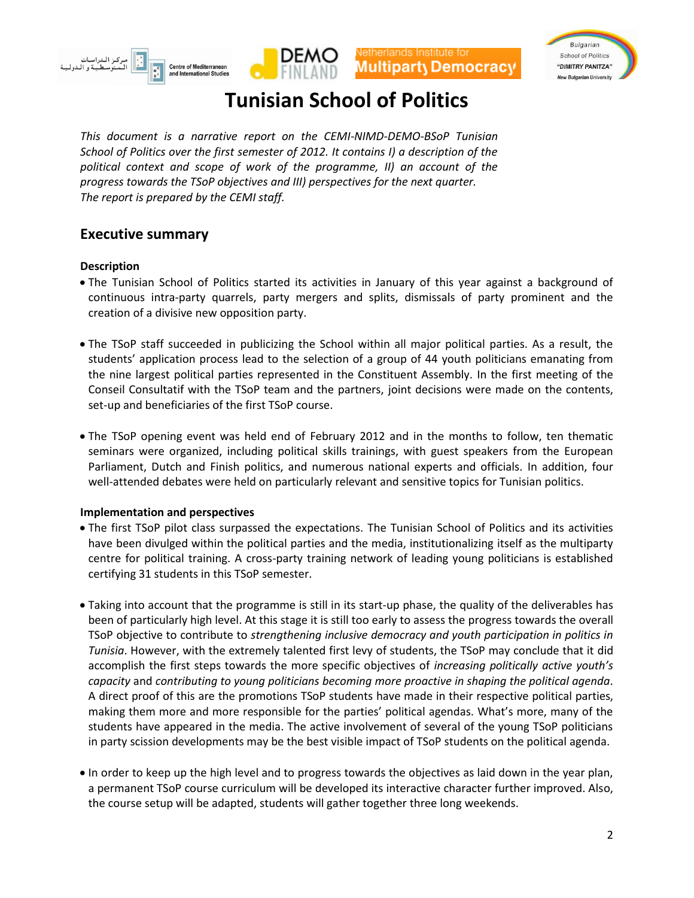# Tunisian School of Politics

*This document is a narrative report on the CEMI-NIMD-DEMO-BSoP Tunisian School of Politics over the first semester of 2012. It contains I) a description of the political context and scope of work of the programme, II) an account of the progress towards the TSoP objectives and III) perspectives for the next quarter. The report is prepared by the CEMI staff.*

## Executive summary

**Description**

- The Tunisian School of Politics started its activities in January of this year against a background of continuous intra-party quarrels, party mergers and splits, dismissals of party prominent and the creation of a divisive new opposition party.

- The TSoP staff succeeded in publicizing the School within all major political parties. As a result, the students' application process lead to the selection of a group of 44 youth politicians emanating from the nine largest political parties represented in the Constituent Assembly. In the first meeting of the Conseil Consultatif with the TSoP team and the partners, joint decisions were made on the contents, set-up and beneficiaries of the first TSoP course.

- The TSoP opening event was held end of February 2012 and in the months to follow, ten thematic seminars were organized, including political skills trainings, with guest speakers from the European Parliament, Dutch and Finish politics, and numerous national experts and officials. In addition, four well-attended debates were held on particularly relevant and sensitive topics for Tunisian politics.

**Implementation and perspectives**

- The first TSoP pilot class surpassed the expectations. The Tunisian School of Politics and its activities have been divulged within the political parties and the media, institutionalizing itself as the multiparty centre for political training. A cross-party training network of leading young politicians is established certifying 31 students in this TSoP semester.

- Taking into account that the programme is still in its start-up phase, the quality of the deliverables has been of particularly high level. At this stage it is still too early to assess the progress towards the overall TSoP objective to contribute to *strengthening inclusive democracy and youth participation in politics in Tunisia*. However, with the extremely talented first levy of students, the TSoP may conclude that it did accomplish the first steps towards the more specific objectives of *increasing politically active youth's capacity* and *contributing to young politicians becoming more proactive in shaping the political agenda*. A direct proof of this are the promotions TSoP students have made in their respective political parties, making them more and more responsible for the parties' political agendas. What's more, many of the students have appeared in the media. The active involvement of several of the young TSoP politicians in party scission developments may be the best visible impact of TSoP students on the political agenda.

- In order to keep up the high level and to progress towards the objectives as laid down in the year plan, a permanent TSoP course curriculum will be developed its interactive character further improved. Also, the course setup will be adapted, students will gather together three long weekends.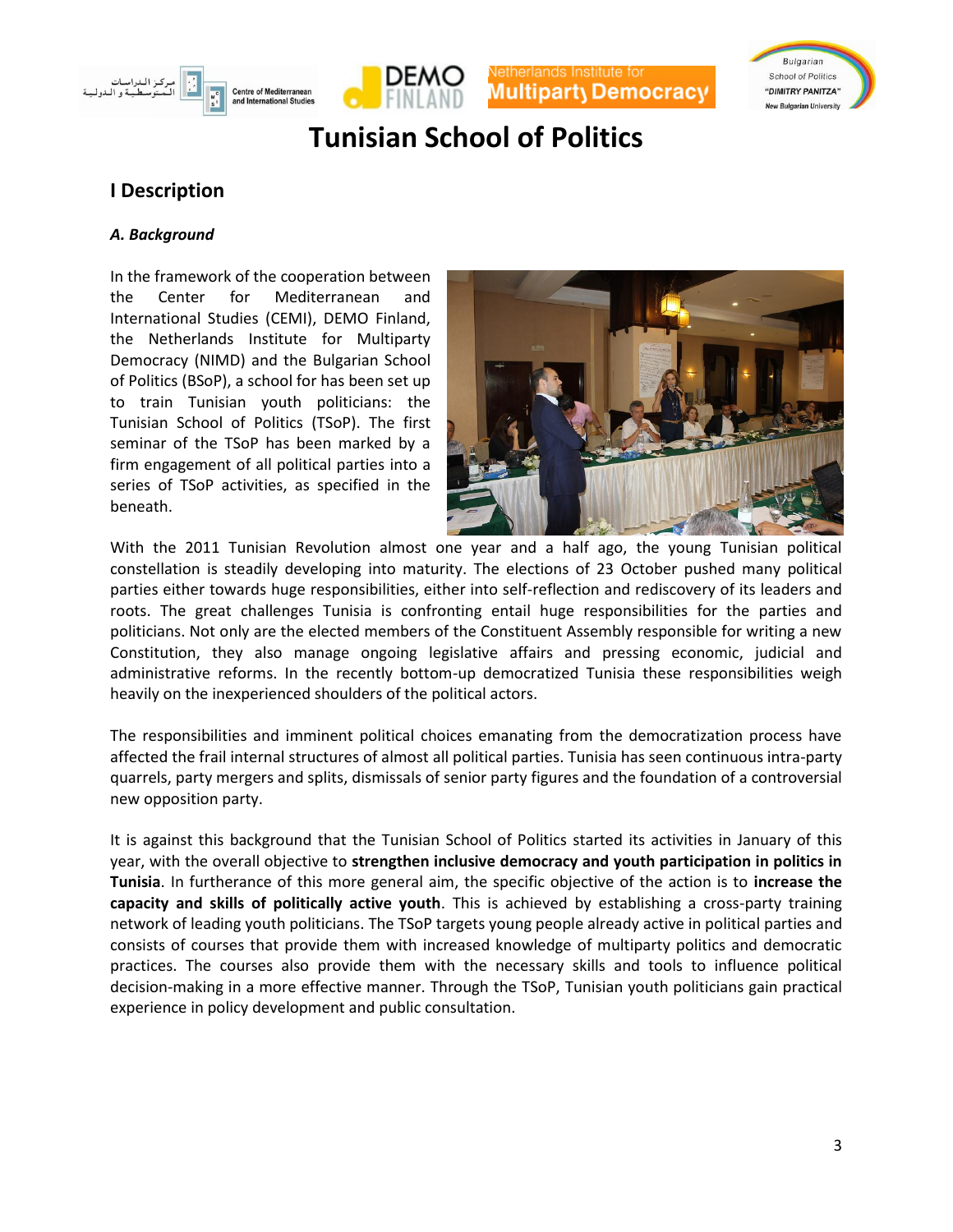# Tunisian School of Politics

## I Description

### *A. Background*

In the framework of the cooperation between the Center for Mediterranean and International Studies (CEMI), DEMO Finland, the Netherlands Institute for Multiparty Democracy (NIMD) and the Bulgarian School of Politics (BSoP), a school for has been set up to train Tunisian youth politicians: the Tunisian School of Politics (TSoP). The first seminar of the TSoP has been marked by a firm engagement of all political parties into a series of TSoP activities, as specified in the beneath.

With the 2011 Tunisian Revolution almost one year and a half ago, the young Tunisian political constellation is steadily developing into maturity. The elections of 23 October pushed many political parties either towards huge responsibilities, either into self-reflection and rediscovery of its leaders and roots. The great challenges Tunisia is confronting entail huge responsibilities for the parties and politicians. Not only are the elected members of the Constituent Assembly responsible for writing a new Constitution, they also manage ongoing legislative affairs and pressing economic, judicial and administrative reforms. In the recently bottom-up democratized Tunisia these responsibilities weigh heavily on the inexperienced shoulders of the political actors.

The responsibilities and imminent political choices emanating from the democratization process have affected the frail internal structures of almost all political parties. Tunisia has seen continuous intra-party quarrels, party mergers and splits, dismissals of senior party figures and the foundation of a controversial new opposition party.

It is against this background that the Tunisian School of Politics started its activities in January of this year, with the overall objective to **strengthen inclusive democracy and youth participation in politics in Tunisia**. In furtherance of this more general aim, the specific objective of the action is to **increase the capacity and skills of politically active youth**. This is achieved by establishing a cross-party training network of leading youth politicians. The TSoP targets young people already active in political parties and consists of courses that provide them with increased knowledge of multiparty politics and democratic practices. The courses also provide them with the necessary skills and tools to influence political decision-making in a more effective manner. Through the TSoP, Tunisian youth politicians gain practical experience in policy development and public consultation.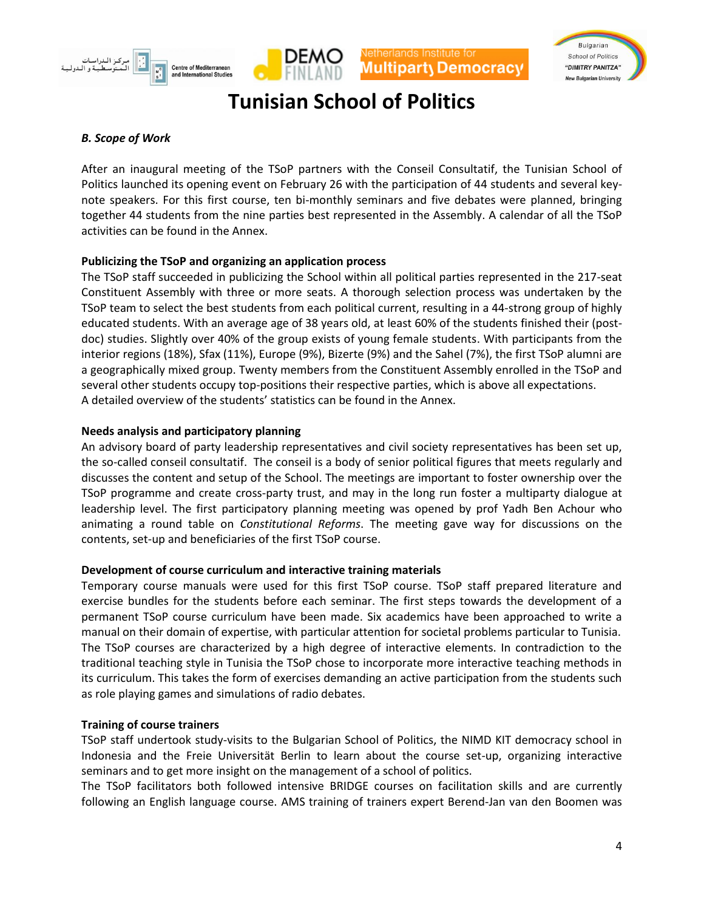# Tunisian School of Politics

***B. Scope of Work***

After an inaugural meeting of the TSoP partners with the Conseil Consultatif, the Tunisian School of Politics launched its opening event on February 26 with the participation of 44 students and several key-note speakers. For this first course, ten bi-monthly seminars and five debates were planned, bringing together 44 students from the nine parties best represented in the Assembly. A calendar of all the TSoP activities can be found in the Annex.

**Publicizing the TSoP and organizing an application process**

The TSoP staff succeeded in publicizing the School within all political parties represented in the 217-seat Constituent Assembly with three or more seats. A thorough selection process was undertaken by the TSoP team to select the best students from each political current, resulting in a 44-strong group of highly educated students. With an average age of 38 years old, at least 60% of the students finished their (post-doc) studies. Slightly over 40% of the group exists of young female students. With participants from the interior regions (18%), Sfax (11%), Europe (9%), Bizerte (9%) and the Sahel (7%), the first TSoP alumni are a geographically mixed group. Twenty members from the Constituent Assembly enrolled in the TSoP and several other students occupy top-positions their respective parties, which is above all expectations.
A detailed overview of the students' statistics can be found in the Annex.

**Needs analysis and participatory planning**

An advisory board of party leadership representatives and civil society representatives has been set up, the so-called conseil consultatif. The conseil is a body of senior political figures that meets regularly and discusses the content and setup of the School. The meetings are important to foster ownership over the TSoP programme and create cross-party trust, and may in the long run foster a multiparty dialogue at leadership level. The first participatory planning meeting was opened by prof Yadh Ben Achour who animating a round table on *Constitutional Reforms*. The meeting gave way for discussions on the contents, set-up and beneficiaries of the first TSoP course.

**Development of course curriculum and interactive training materials**

Temporary course manuals were used for this first TSoP course. TSoP staff prepared literature and exercise bundles for the students before each seminar. The first steps towards the development of a permanent TSoP course curriculum have been made. Six academics have been approached to write a manual on their domain of expertise, with particular attention for societal problems particular to Tunisia. The TSoP courses are characterized by a high degree of interactive elements. In contradiction to the traditional teaching style in Tunisia the TSoP chose to incorporate more interactive teaching methods in its curriculum. This takes the form of exercises demanding an active participation from the students such as role playing games and simulations of radio debates.

**Training of course trainers**

TSoP staff undertook study-visits to the Bulgarian School of Politics, the NIMD KIT democracy school in Indonesia and the Freie Universität Berlin to learn about the course set-up, organizing interactive seminars and to get more insight on the management of a school of politics.
The TSoP facilitators both followed intensive BRIDGE courses on facilitation skills and are currently following an English language course. AMS training of trainers expert Berend-Jan van den Boomen was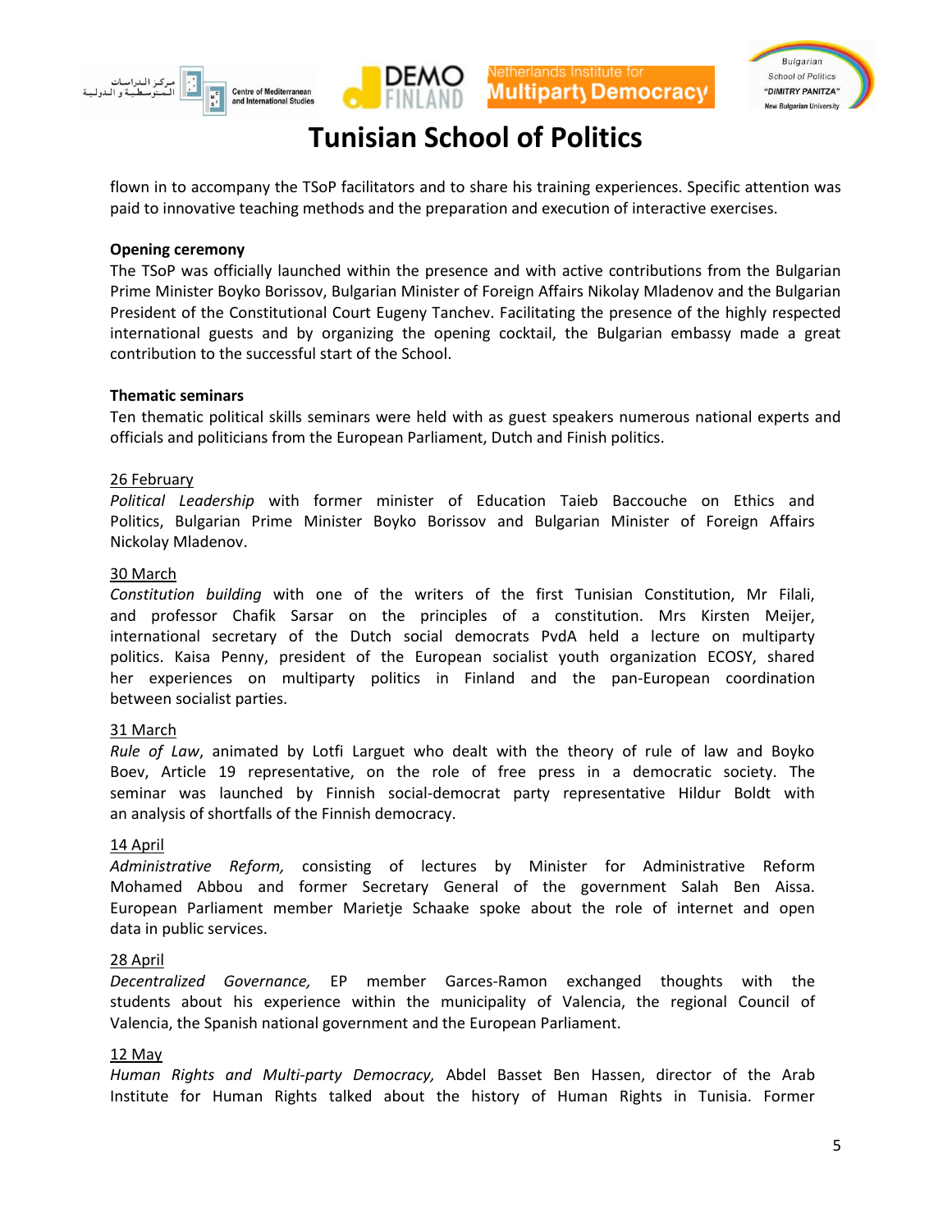flown in to accompany the TSoP facilitators and to share his training experiences. Specific attention was paid to innovative teaching methods and the preparation and execution of interactive exercises.

**Opening ceremony**

The TSoP was officially launched within the presence and with active contributions from the Bulgarian Prime Minister Boyko Borissov, Bulgarian Minister of Foreign Affairs Nikolay Mladenov and the Bulgarian President of the Constitutional Court Eugeny Tanchev. Facilitating the presence of the highly respected international guests and by organizing the opening cocktail, the Bulgarian embassy made a great contribution to the successful start of the School.

**Thematic seminars**

Ten thematic political skills seminars were held with as guest speakers numerous national experts and officials and politicians from the European Parliament, Dutch and Finish politics.

<u>26 February</u>

*Political Leadership* with former minister of Education Taieb Baccouche on Ethics and Politics, Bulgarian Prime Minister Boyko Borissov and Bulgarian Minister of Foreign Affairs Nickolay Mladenov.

<u>30 March</u>

*Constitution building* with one of the writers of the first Tunisian Constitution, Mr Filali, and professor Chafik Sarsar on the principles of a constitution. Mrs Kirsten Meijer, international secretary of the Dutch social democrats PvdA held a lecture on multiparty politics. Kaisa Penny, president of the European socialist youth organization ECOSY, shared her experiences on multiparty politics in Finland and the pan-European coordination between socialist parties.

<u>31 March</u>

*Rule of Law*, animated by Lotfi Larguet who dealt with the theory of rule of law and Boyko Boev, Article 19 representative, on the role of free press in a democratic society. The seminar was launched by Finnish social-democrat party representative Hildur Boldt with an analysis of shortfalls of the Finnish democracy.

<u>14 April</u>

*Administrative Reform,* consisting of lectures by Minister for Administrative Reform Mohamed Abbou and former Secretary General of the government Salah Ben Aissa. European Parliament member Marietje Schaake spoke about the role of internet and open data in public services.

<u>28 April</u>

*Decentralized Governance,* EP member Garces-Ramon exchanged thoughts with the students about his experience within the municipality of Valencia, the regional Council of Valencia, the Spanish national government and the European Parliament.

<u>12 May</u>

*Human Rights and Multi-party Democracy,* Abdel Basset Ben Hassen, director of the Arab Institute for Human Rights talked about the history of Human Rights in Tunisia. Former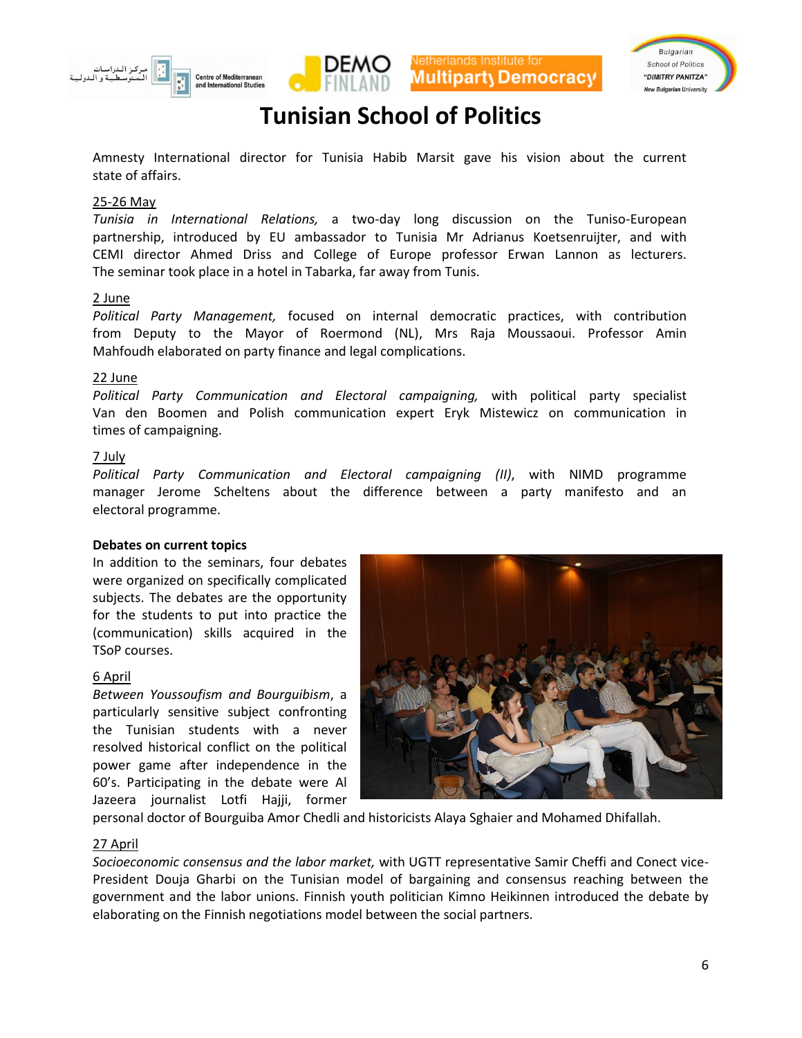# Tunisian School of Politics

Amnesty International director for Tunisia Habib Marsit gave his vision about the current state of affairs.

25-26 May

*Tunisia in International Relations,* a two-day long discussion on the Tuniso-European partnership, introduced by EU ambassador to Tunisia Mr Adrianus Koetsenruijter, and with CEMI director Ahmed Driss and College of Europe professor Erwan Lannon as lecturers. The seminar took place in a hotel in Tabarka, far away from Tunis.

2 June

*Political Party Management,* focused on internal democratic practices, with contribution from Deputy to the Mayor of Roermond (NL), Mrs Raja Moussaoui. Professor Amin Mahfoudh elaborated on party finance and legal complications.

22 June

*Political Party Communication and Electoral campaigning,* with political party specialist Van den Boomen and Polish communication expert Eryk Mistewicz on communication in times of campaigning.

7 July

*Political Party Communication and Electoral campaigning (II)*, with NIMD programme manager Jerome Scheltens about the difference between a party manifesto and an electoral programme.

**Debates on current topics**

In addition to the seminars, four debates were organized on specifically complicated subjects. The debates are the opportunity for the students to put into practice the (communication) skills acquired in the TSoP courses.

6 April

*Between Youssoufism and Bourguibism*, a particularly sensitive subject confronting the Tunisian students with a never resolved historical conflict on the political power game after independence in the 60's. Participating in the debate were Al Jazeera journalist Lotfi Hajji, former personal doctor of Bourguiba Amor Chedli and historicists Alaya Sghaier and Mohamed Dhifallah.

27 April

*Socioeconomic consensus and the labor market,* with UGTT representative Samir Cheffi and Conect vice-President Douja Gharbi on the Tunisian model of bargaining and consensus reaching between the government and the labor unions. Finnish youth politician Kimno Heikinnen introduced the debate by elaborating on the Finnish negotiations model between the social partners.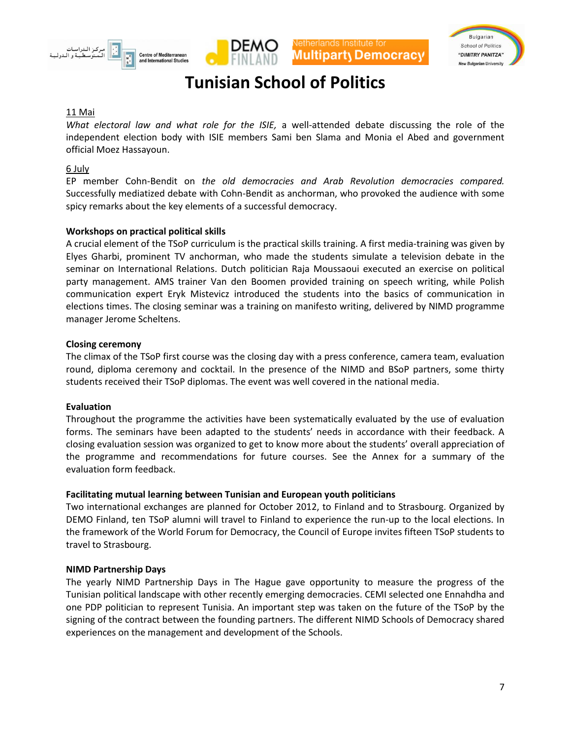# Tunisian School of Politics

<u>11 Mai</u>

*What electoral law and what role for the ISIE*, a well-attended debate discussing the role of the independent election body with ISIE members Sami ben Slama and Monia el Abed and government official Moez Hassayoun.

<u>6 July</u>

EP member Cohn-Bendit on *the old democracies and Arab Revolution democracies compared.* Successfully mediatized debate with Cohn-Bendit as anchorman, who provoked the audience with some spicy remarks about the key elements of a successful democracy.

**Workshops on practical political skills**

A crucial element of the TSoP curriculum is the practical skills training. A first media-training was given by Elyes Gharbi, prominent TV anchorman, who made the students simulate a television debate in the seminar on International Relations. Dutch politician Raja Moussaoui executed an exercise on political party management. AMS trainer Van den Boomen provided training on speech writing, while Polish communication expert Eryk Mistevicz introduced the students into the basics of communication in elections times. The closing seminar was a training on manifesto writing, delivered by NIMD programme manager Jerome Scheltens.

**Closing ceremony**

The climax of the TSoP first course was the closing day with a press conference, camera team, evaluation round, diploma ceremony and cocktail. In the presence of the NIMD and BSoP partners, some thirty students received their TSoP diplomas. The event was well covered in the national media.

**Evaluation**

Throughout the programme the activities have been systematically evaluated by the use of evaluation forms. The seminars have been adapted to the students' needs in accordance with their feedback. A closing evaluation session was organized to get to know more about the students' overall appreciation of the programme and recommendations for future courses. See the Annex for a summary of the evaluation form feedback.

**Facilitating mutual learning between Tunisian and European youth politicians**

Two international exchanges are planned for October 2012, to Finland and to Strasbourg. Organized by DEMO Finland, ten TSoP alumni will travel to Finland to experience the run-up to the local elections. In the framework of the World Forum for Democracy, the Council of Europe invites fifteen TSoP students to travel to Strasbourg.

**NIMD Partnership Days**

The yearly NIMD Partnership Days in The Hague gave opportunity to measure the progress of the Tunisian political landscape with other recently emerging democracies. CEMI selected one Ennahdha and one PDP politician to represent Tunisia. An important step was taken on the future of the TSoP by the signing of the contract between the founding partners. The different NIMD Schools of Democracy shared experiences on the management and development of the Schools.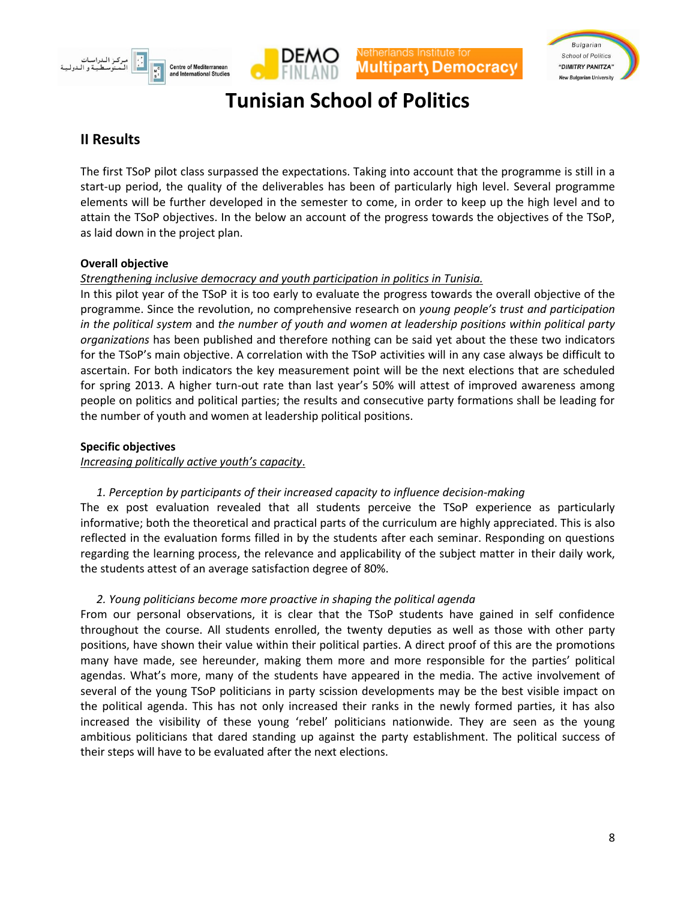# Tunisian School of Politics

## II Results

The first TSoP pilot class surpassed the expectations. Taking into account that the programme is still in a start-up period, the quality of the deliverables has been of particularly high level. Several programme elements will be further developed in the semester to come, in order to keep up the high level and to attain the TSoP objectives. In the below an account of the progress towards the objectives of the TSoP, as laid down in the project plan.

**Overall objective**

*Strengthening inclusive democracy and youth participation in politics in Tunisia.*

In this pilot year of the TSoP it is too early to evaluate the progress towards the overall objective of the programme. Since the revolution, no comprehensive research on *young people's trust and participation in the political system* and *the number of youth and women at leadership positions within political party organizations* has been published and therefore nothing can be said yet about the these two indicators for the TSoP's main objective. A correlation with the TSoP activities will in any case always be difficult to ascertain. For both indicators the key measurement point will be the next elections that are scheduled for spring 2013. A higher turn-out rate than last year's 50% will attest of improved awareness among people on politics and political parties; the results and consecutive party formations shall be leading for the number of youth and women at leadership political positions.

**Specific objectives**

*Increasing politically active youth's capacity*.

1. *Perception by participants of their increased capacity to influence decision-making*

The ex post evaluation revealed that all students perceive the TSoP experience as particularly informative; both the theoretical and practical parts of the curriculum are highly appreciated. This is also reflected in the evaluation forms filled in by the students after each seminar. Responding on questions regarding the learning process, the relevance and applicability of the subject matter in their daily work, the students attest of an average satisfaction degree of 80%.

2. *Young politicians become more proactive in shaping the political agenda*

From our personal observations, it is clear that the TSoP students have gained in self confidence throughout the course. All students enrolled, the twenty deputies as well as those with other party positions, have shown their value within their political parties. A direct proof of this are the promotions many have made, see hereunder, making them more and more responsible for the parties' political agendas. What's more, many of the students have appeared in the media. The active involvement of several of the young TSoP politicians in party scission developments may be the best visible impact on the political agenda. This has not only increased their ranks in the newly formed parties, it has also increased the visibility of these young 'rebel' politicians nationwide. They are seen as the young ambitious politicians that dared standing up against the party establishment. The political success of their steps will have to be evaluated after the next elections.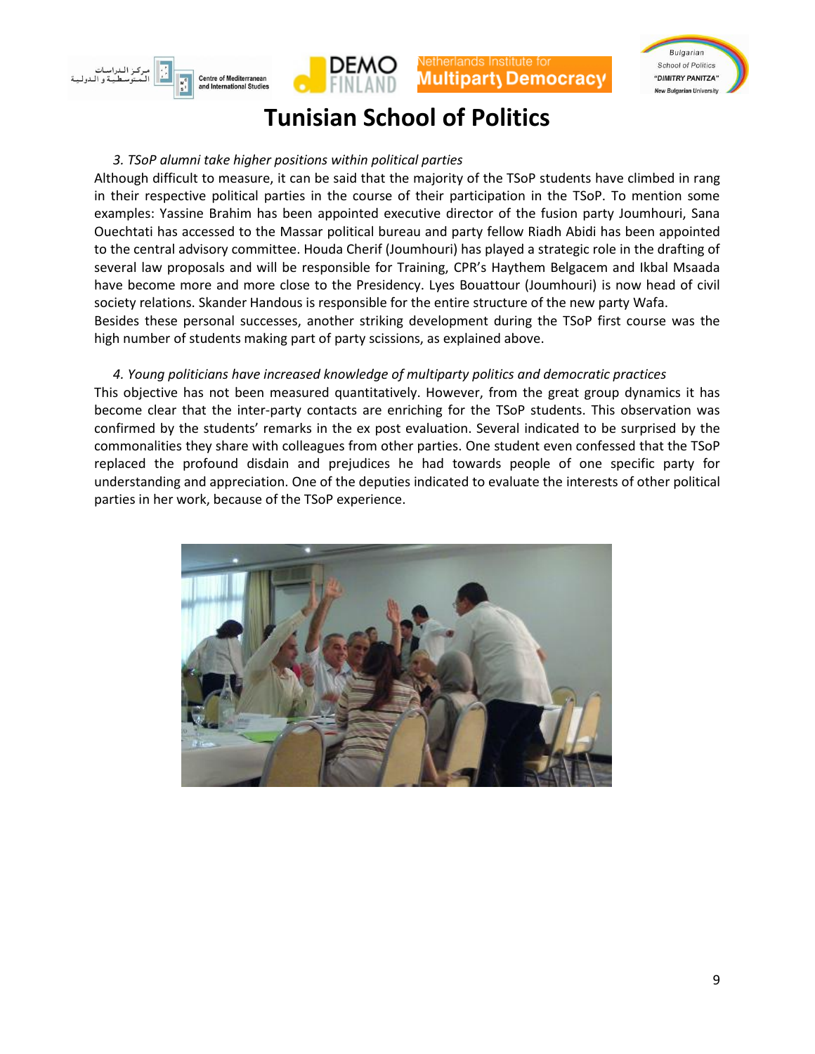# Tunisian School of Politics

*3. TSoP alumni take higher positions within political parties*

Although difficult to measure, it can be said that the majority of the TSoP students have climbed in rang in their respective political parties in the course of their participation in the TSoP. To mention some examples: Yassine Brahim has been appointed executive director of the fusion party Joumhouri, Sana Ouechtati has accessed to the Massar political bureau and party fellow Riadh Abidi has been appointed to the central advisory committee. Houda Cherif (Joumhouri) has played a strategic role in the drafting of several law proposals and will be responsible for Training, CPR's Haythem Belgacem and Ikbal Msaada have become more and more close to the Presidency. Lyes Bouattour (Joumhouri) is now head of civil society relations. Skander Handous is responsible for the entire structure of the new party Wafa.

Besides these personal successes, another striking development during the TSoP first course was the high number of students making part of party scissions, as explained above.

*4. Young politicians have increased knowledge of multiparty politics and democratic practices*

This objective has not been measured quantitatively. However, from the great group dynamics it has become clear that the inter-party contacts are enriching for the TSoP students. This observation was confirmed by the students' remarks in the ex post evaluation. Several indicated to be surprised by the commonalities they share with colleagues from other parties. One student even confessed that the TSoP replaced the profound disdain and prejudices he had towards people of one specific party for understanding and appreciation. One of the deputies indicated to evaluate the interests of other political parties in her work, because of the TSoP experience.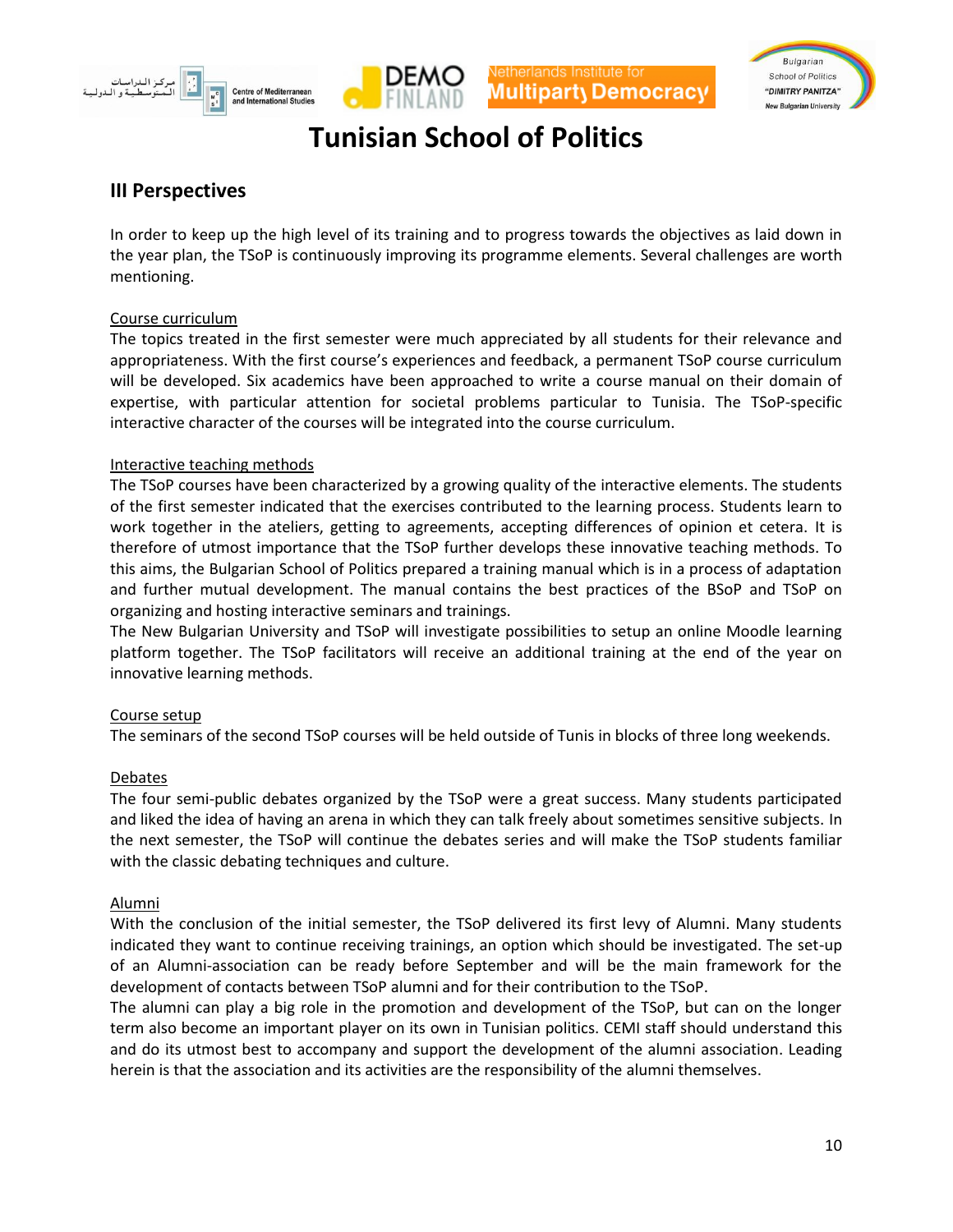## III Perspectives

In order to keep up the high level of its training and to progress towards the objectives as laid down in the year plan, the TSoP is continuously improving its programme elements. Several challenges are worth mentioning.

Course curriculum

The topics treated in the first semester were much appreciated by all students for their relevance and appropriateness. With the first course's experiences and feedback, a permanent TSoP course curriculum will be developed. Six academics have been approached to write a course manual on their domain of expertise, with particular attention for societal problems particular to Tunisia. The TSoP-specific interactive character of the courses will be integrated into the course curriculum.

Interactive teaching methods

The TSoP courses have been characterized by a growing quality of the interactive elements. The students of the first semester indicated that the exercises contributed to the learning process. Students learn to work together in the ateliers, getting to agreements, accepting differences of opinion et cetera. It is therefore of utmost importance that the TSoP further develops these innovative teaching methods. To this aims, the Bulgarian School of Politics prepared a training manual which is in a process of adaptation and further mutual development. The manual contains the best practices of the BSoP and TSoP on organizing and hosting interactive seminars and trainings.

The New Bulgarian University and TSoP will investigate possibilities to setup an online Moodle learning platform together. The TSoP facilitators will receive an additional training at the end of the year on innovative learning methods.

Course setup

The seminars of the second TSoP courses will be held outside of Tunis in blocks of three long weekends.

Debates

The four semi-public debates organized by the TSoP were a great success. Many students participated and liked the idea of having an arena in which they can talk freely about sometimes sensitive subjects. In the next semester, the TSoP will continue the debates series and will make the TSoP students familiar with the classic debating techniques and culture.

Alumni

With the conclusion of the initial semester, the TSoP delivered its first levy of Alumni. Many students indicated they want to continue receiving trainings, an option which should be investigated. The set-up of an Alumni-association can be ready before September and will be the main framework for the development of contacts between TSoP alumni and for their contribution to the TSoP.

The alumni can play a big role in the promotion and development of the TSoP, but can on the longer term also become an important player on its own in Tunisian politics. CEMI staff should understand this and do its utmost best to accompany and support the development of the alumni association. Leading herein is that the association and its activities are the responsibility of the alumni themselves.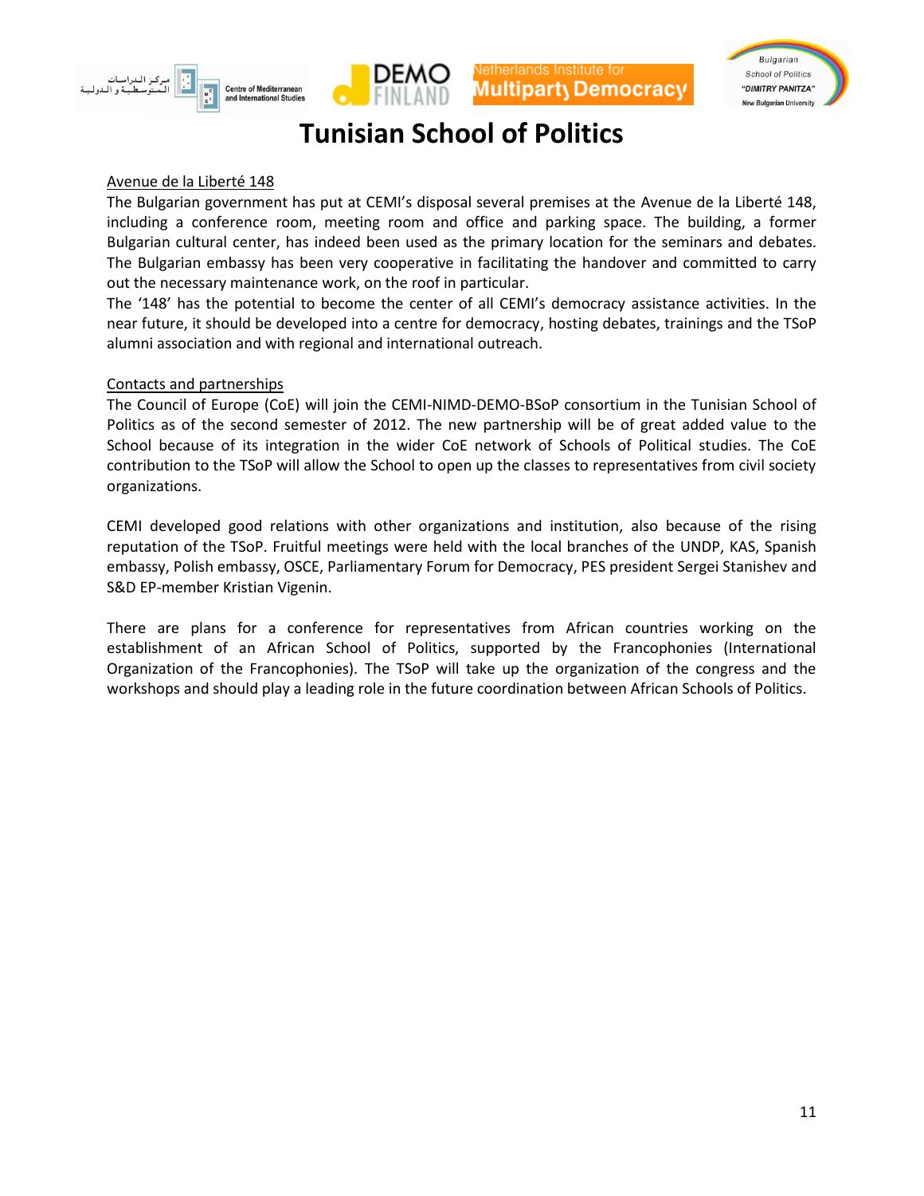# Tunisian School of Politics

Avenue de la Liberté 148

The Bulgarian government has put at CEMI's disposal several premises at the Avenue de la Liberté 148, including a conference room, meeting room and office and parking space. The building, a former Bulgarian cultural center, has indeed been used as the primary location for the seminars and debates. The Bulgarian embassy has been very cooperative in facilitating the handover and committed to carry out the necessary maintenance work, on the roof in particular.

The '148' has the potential to become the center of all CEMI's democracy assistance activities. In the near future, it should be developed into a centre for democracy, hosting debates, trainings and the TSoP alumni association and with regional and international outreach.

Contacts and partnerships

The Council of Europe (CoE) will join the CEMI-NIMD-DEMO-BSoP consortium in the Tunisian School of Politics as of the second semester of 2012. The new partnership will be of great added value to the School because of its integration in the wider CoE network of Schools of Political studies. The CoE contribution to the TSoP will allow the School to open up the classes to representatives from civil society organizations.

CEMI developed good relations with other organizations and institution, also because of the rising reputation of the TSoP. Fruitful meetings were held with the local branches of the UNDP, KAS, Spanish embassy, Polish embassy, OSCE, Parliamentary Forum for Democracy, PES president Sergei Stanishev and S&D EP-member Kristian Vigenin.

There are plans for a conference for representatives from African countries working on the establishment of an African School of Politics, supported by the Francophonies (International Organization of the Francophonies). The TSoP will take up the organization of the congress and the workshops and should play a leading role in the future coordination between African Schools of Politics.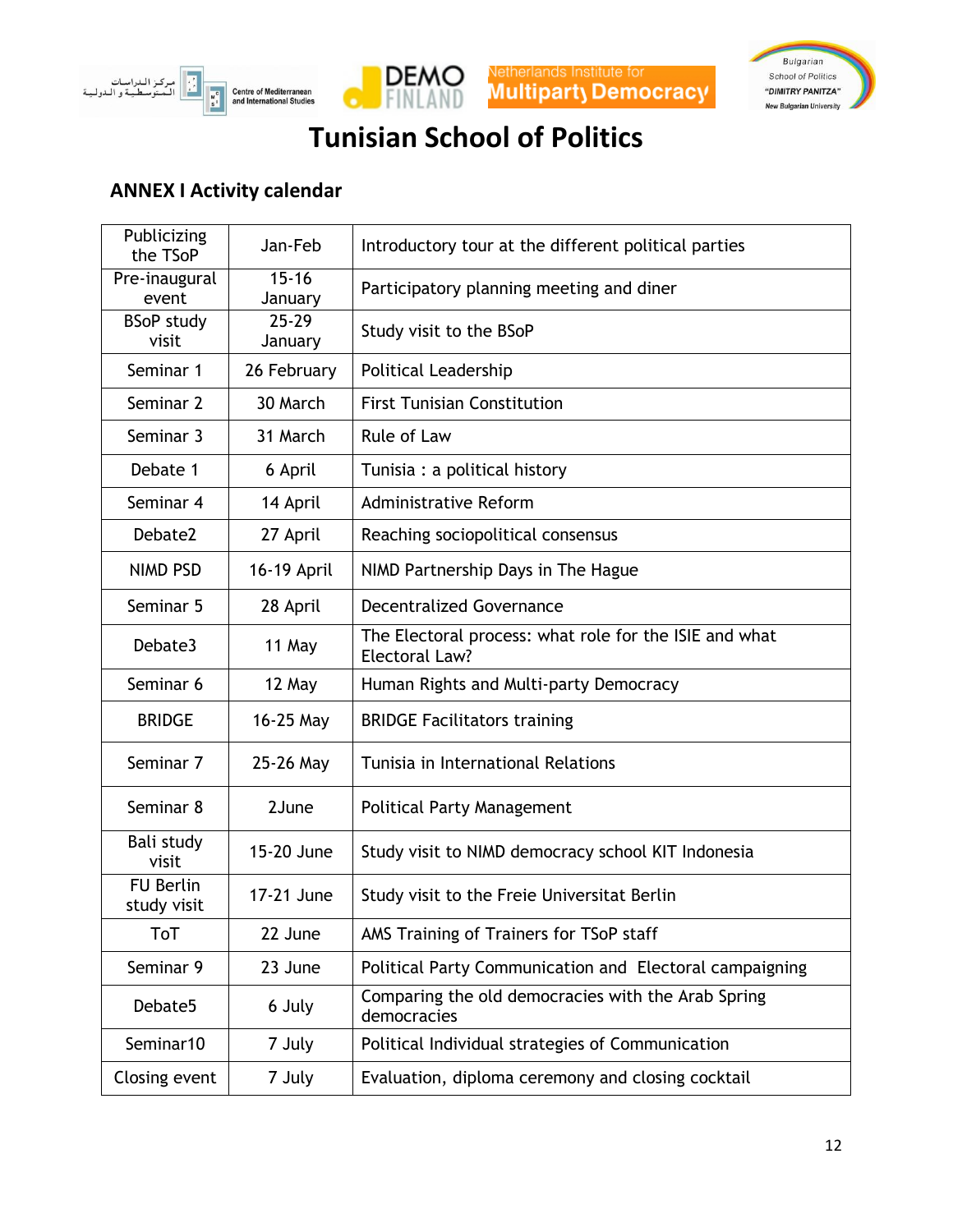# Tunisian School of Politics

## ANNEX I Activity calendar

| Publicizing the TSoP | Jan-Feb | Introductory tour at the different political parties |
|---|---|---|
| Pre-inaugural event | 15-16 January | Participatory planning meeting and diner |
| BSoP study visit | 25-29 January | Study visit to the BSoP |
| Seminar 1 | 26 February | Political Leadership |
| Seminar 2 | 30 March | First Tunisian Constitution |
| Seminar 3 | 31 March | Rule of Law |
| Debate 1 | 6 April | Tunisia : a political history |
| Seminar 4 | 14 April | Administrative Reform |
| Debate2 | 27 April | Reaching sociopolitical consensus |
| NIMD PSD | 16-19 April | NIMD Partnership Days in The Hague |
| Seminar 5 | 28 April | Decentralized Governance |
| Debate3 | 11 May | The Electoral process: what role for the ISIE and what Electoral Law? |
| Seminar 6 | 12 May | Human Rights and Multi-party Democracy |
| BRIDGE | 16-25 May | BRIDGE Facilitators training |
| Seminar 7 | 25-26 May | Tunisia in International Relations |
| Seminar 8 | 2June | Political Party Management |
| Bali study visit | 15-20 June | Study visit to NIMD democracy school KIT Indonesia |
| FU Berlin study visit | 17-21 June | Study visit to the Freie Universitat Berlin |
| ToT | 22 June | AMS Training of Trainers for TSoP staff |
| Seminar 9 | 23 June | Political Party Communication and Electoral campaigning |
| Debate5 | 6 July | Comparing the old democracies with the Arab Spring democracies |
| Seminar10 | 7 July | Political Individual strategies of Communication |
| Closing event | 7 July | Evaluation, diploma ceremony and closing cocktail |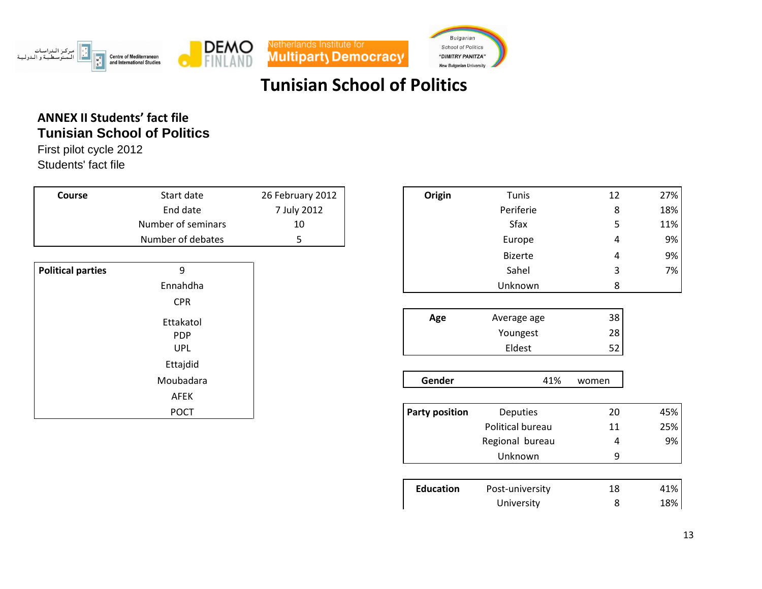# Tunisian School of Politics

## ANNEX II Students' fact file

### Tunisian School of Politics

First pilot cycle 2012

Students' fact file

| **Course** | | |
|---|---|---|
| | Start date | 26 February 2012 |
| | End date | 7 July 2012 |
| | Number of seminars | 10 |
| | Number of debates | 5 |

| **Political parties** | 9 |
|---|---|
| | Ennahdha |
| | CPR |
| | Ettakatol |
| | PDP |
| | UPL |
| | Ettajdid |
| | Moubadara |
| | AFEK |
| | POCT |

| **Origin** | | | |
|---|---|---|---|
| | Tunis | 12 | 27% |
| | Periferie | 8 | 18% |
| | Sfax | 5 | 11% |
| | Europe | 4 | 9% |
| | Bizerte | 4 | 9% |
| | Sahel | 3 | 7% |
| | Unknown | 8 | |

| **Age** | | |
|---|---|---|
| | Average age | 38 |
| | Youngest | 28 |
| | Eldest | 52 |

| **Gender** | | |
|---|---|---|
| | 41% | women |

| **Party position** | | | |
|---|---|---|---|
| | Deputies | 20 | 45% |
| | Political bureau | 11 | 25% |
| | Regional bureau | 4 | 9% |
| | Unknown | 9 | |

| **Education** | | | |
|---|---|---|---|
| | Post-university | 18 | 41% |
| | University | 8 | 18% |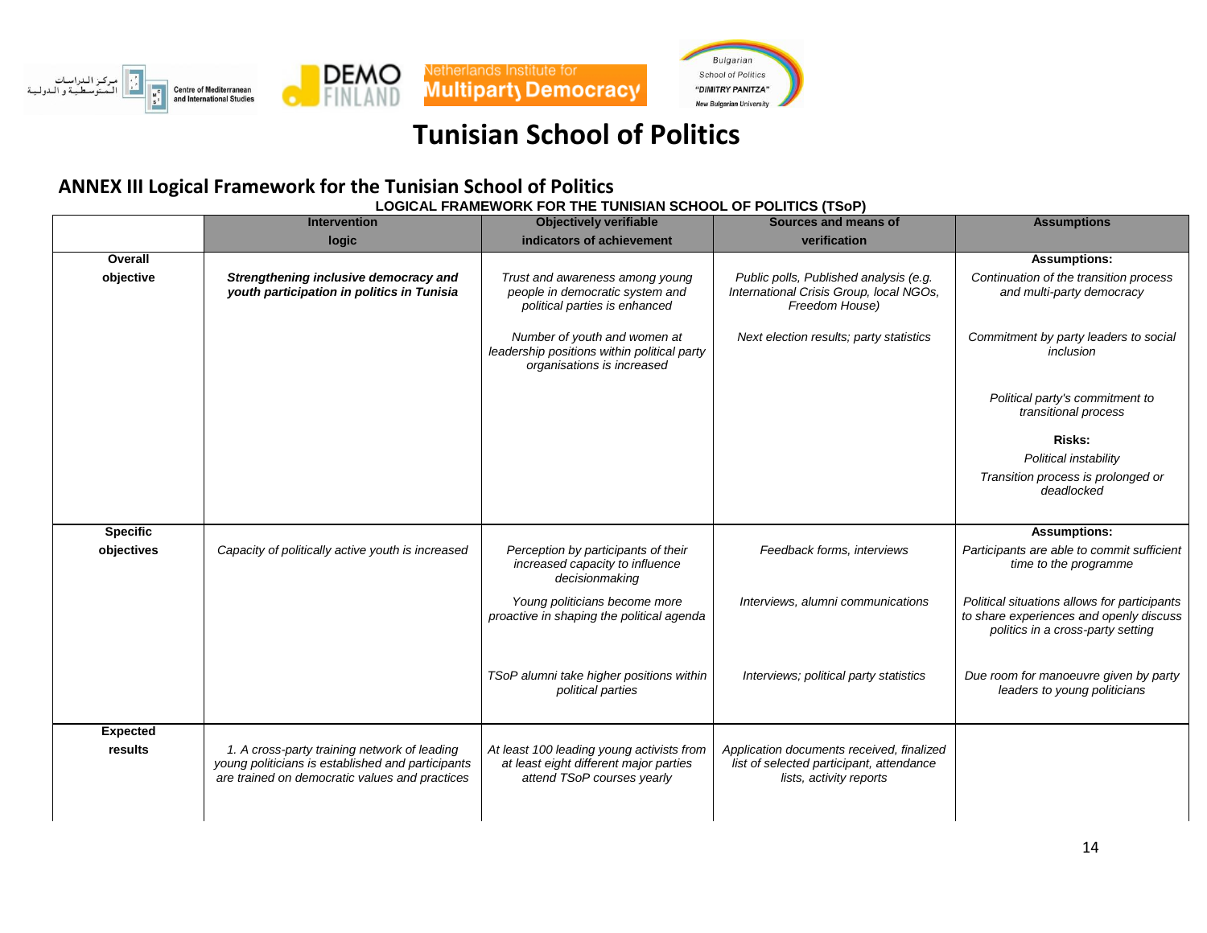مركز الدراسات المتوسطية و الدولية Centre of Mediterranean and International Studies

DEMO FINLAND

Netherlands Institute for Multiparty Democracy

Bulgarian School of Politics "DIMITRY PANITZA" New Bulgarian University

# Tunisian School of Politics

## ANNEX III Logical Framework for the Tunisian School of Politics

**LOGICAL FRAMEWORK FOR THE TUNISIAN SCHOOL OF POLITICS (TSoP)**

| | Intervention logic | Objectively verifiable indicators of achievement | Sources and means of verification | Assumptions |
|---|---|---|---|---|
| **Overall objective** | ***Strengthening inclusive democracy and youth participation in politics in Tunisia*** | *Trust and awareness among young people in democratic system and political parties is enhanced* | *Public polls, Published analysis (e.g. International Crisis Group, local NGOs, Freedom House)* | **Assumptions:** *Continuation of the transition process and multi-party democracy* |
| | | *Number of youth and women at leadership positions within political party organisations is increased* | *Next election results; party statistics* | *Commitment by party leaders to social inclusion* |
| | | | | *Political party's commitment to transitional process* |
| | | | | **Risks:** *Political instability* |
| | | | | *Transition process is prolonged or deadlocked* |
| **Specific objectives** | *Capacity of politically active youth is increased* | *Perception by participants of their increased capacity to influence decisionmaking* | *Feedback forms, interviews* | **Assumptions:** *Participants are able to commit sufficient time to the programme* |
| | | *Young politicians become more proactive in shaping the political agenda* | *Interviews, alumni communications* | *Political situations allows for participants to share experiences and openly discuss politics in a cross-party setting* |
| | | *TSoP alumni take higher positions within political parties* | *Interviews; political party statistics* | *Due room for manoeuvre given by party leaders to young politicians* |
| **Expected results** | *1. A cross-party training network of leading young politicians is established and participants are trained on democratic values and practices* | *At least 100 leading young activists from at least eight different major parties attend TSoP courses yearly* | *Application documents received, finalized list of selected participant, attendance lists, activity reports* | |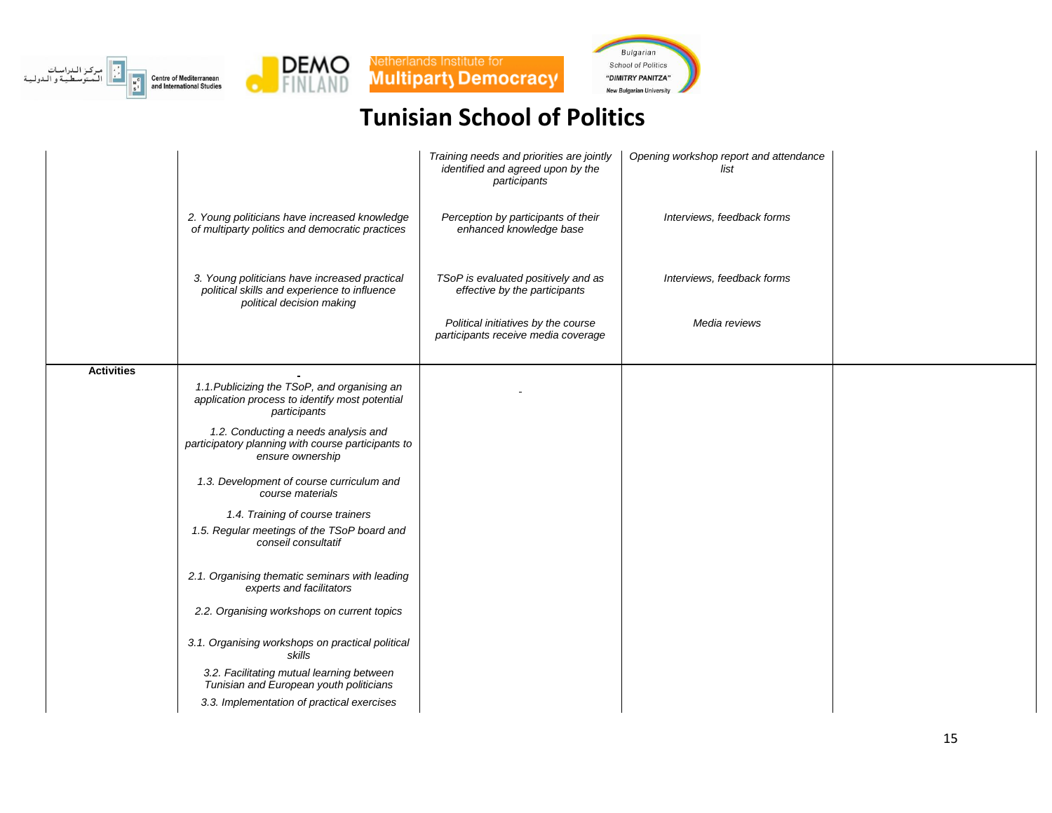# Tunisian School of Politics

| | | | | |
|---|---|---|---|---|
| | | *Training needs and priorities are jointly identified and agreed upon by the participants* | *Opening workshop report and attendance list* | |
| | *2. Young politicians have increased knowledge of multiparty politics and democratic practices* | *Perception by participants of their enhanced knowledge base* | *Interviews, feedback forms* | |
| | *3. Young politicians have increased practical political skills and experience to influence political decision making* | *TSoP is evaluated positively and as effective by the participants* | *Interviews, feedback forms* | |
| | | *Political initiatives by the course participants receive media coverage* | *Media reviews* | |
| **Activities** | *1.1.Publicizing the TSoP, and organising an application process to identify most potential participants*<br>*1.2. Conducting a needs analysis and participatory planning with course participants to ensure ownership*<br>*1.3. Development of course curriculum and course materials*<br>*1.4. Training of course trainers*<br>*1.5. Regular meetings of the TSoP board and conseil consultatif*<br>*2.1. Organising thematic seminars with leading experts and facilitators*<br>*2.2. Organising workshops on current topics*<br>*3.1. Organising workshops on practical political skills*<br>*3.2. Facilitating mutual learning between Tunisian and European youth politicians*<br>*3.3. Implementation of practical exercises* | | | |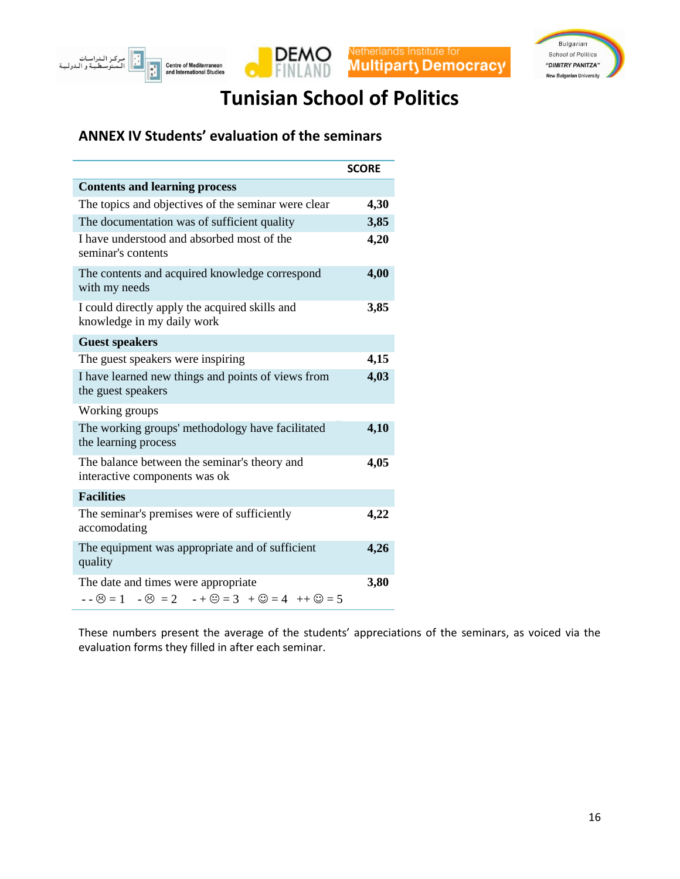# Tunisian School of Politics

## ANNEX IV Students' evaluation of the seminars

| | SCORE |
|---|---|
| **Contents and learning process** | |
| The topics and objectives of the seminar were clear | **4,30** |
| The documentation was of sufficient quality | **3,85** |
| I have understood and absorbed most of the seminar's contents | **4,20** |
| The contents and acquired knowledge correspond with my needs | **4,00** |
| I could directly apply the acquired skills and knowledge in my daily work | **3,85** |
| **Guest speakers** | |
| The guest speakers were inspiring | **4,15** |
| I have learned new things and points of views from the guest speakers | **4,03** |
| Working groups | |
| The working groups' methodology have facilitated the learning process | **4,10** |
| The balance between the seminar's theory and interactive components was ok | **4,05** |
| **Facilities** | |
| The seminar's premises were of sufficiently accomodating | **4,22** |
| The equipment was appropriate and of sufficient quality | **4,26** |
| The date and times were appropriate | **3,80** |
| - - ☹ = 1 - ☹ = 2 - + 😐 = 3 + ☺ = 4 ++ ☺ = 5 | |

These numbers present the average of the students' appreciations of the seminars, as voiced via the evaluation forms they filled in after each seminar.